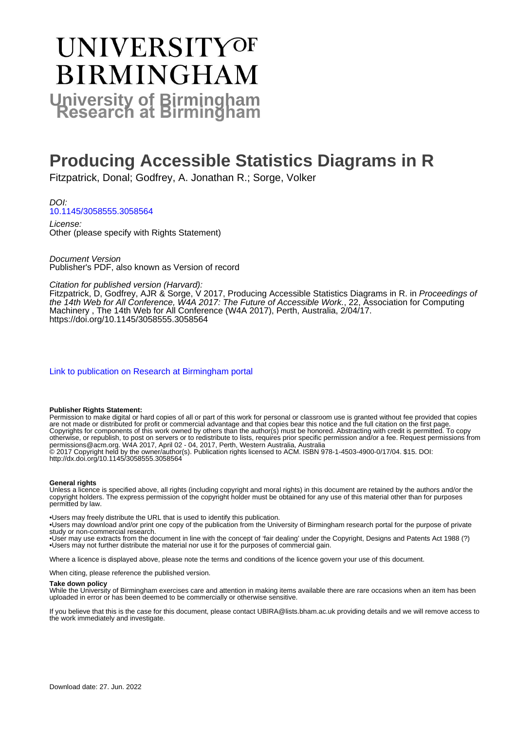# UNIVERSITY OF BIRMINGHAM

**University of Birmingham Research at Birmingham**

# Producing Accessible Statistics Diagrams in R

Fitzpatrick, Donal; Godfrey, A. Jonathan R.; Sorge, Volker

*DOI:*
[10.1145/3058555.3058564](http://dx.doi.org/10.1145/3058555.3058564)

*License:*
Other (please specify with Rights Statement)

*Document Version*
Publisher's PDF, also known as Version of record

*Citation for published version (Harvard):*
Fitzpatrick, D, Godfrey, AJR & Sorge, V 2017, Producing Accessible Statistics Diagrams in R. in *Proceedings of the 14th Web for All Conference, W4A 2017: The Future of Accessible Work.*, 22, Association for Computing Machinery , The 14th Web for All Conference (W4A 2017), Perth, Australia, 2/04/17. https://doi.org/10.1145/3058555.3058564

[Link to publication on Research at Birmingham portal]

**Publisher Rights Statement:**
Permission to make digital or hard copies of all or part of this work for personal or classroom use is granted without fee provided that copies are not made or distributed for profit or commercial advantage and that copies bear this notice and the full citation on the first page. Copyrights for components of this work owned by others than the author(s) must be honored. Abstracting with credit is permitted. To copy otherwise, or republish, to post on servers or to redistribute to lists, requires prior specific permission and/or a fee. Request permissions from permissions@acm.org. W4A 2017, April 02 - 04, 2017, Perth, Western Australia, Australia
© 2017 Copyright held by the owner/author(s). Publication rights licensed to ACM. ISBN 978-1-4503-4900-0/17/04. $15. DOI: http://dx.doi.org/10.1145/3058555.3058564

**General rights**
Unless a licence is specified above, all rights (including copyright and moral rights) in this document are retained by the authors and/or the copyright holders. The express permission of the copyright holder must be obtained for any use of this material other than for purposes permitted by law.

•Users may freely distribute the URL that is used to identify this publication.
•Users may download and/or print one copy of the publication from the University of Birmingham research portal for the purpose of private study or non-commercial research.
•User may use extracts from the document in line with the concept of 'fair dealing' under the Copyright, Designs and Patents Act 1988 (?)
•Users may not further distribute the material nor use it for the purposes of commercial gain.

Where a licence is displayed above, please note the terms and conditions of the licence govern your use of this document.

When citing, please reference the published version.

**Take down policy**
While the University of Birmingham exercises care and attention in making items available there are rare occasions when an item has been uploaded in error or has been deemed to be commercially or otherwise sensitive.

If you believe that this is the case for this document, please contact UBIRA@lists.bham.ac.uk providing details and we will remove access to the work immediately and investigate.

Download date: 27. Jun. 2022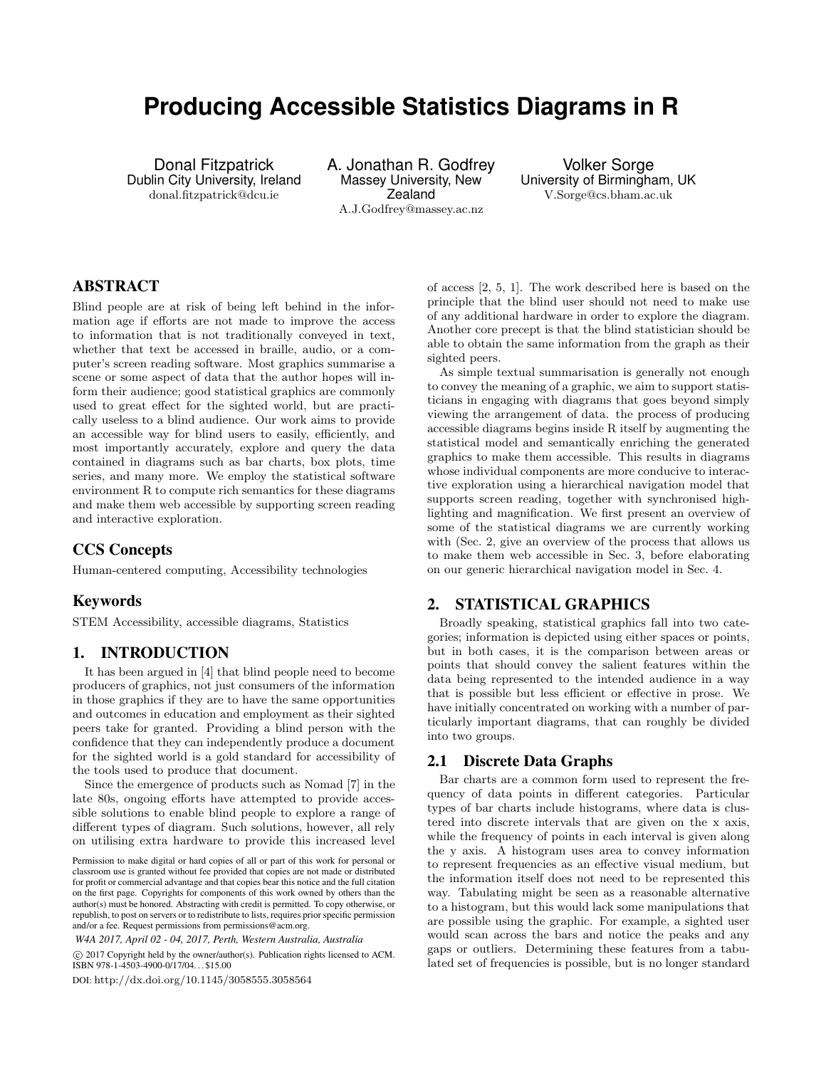# Producing Accessible Statistics Diagrams in R

Donal Fitzpatrick
Dublin City University, Ireland
donal.fitzpatrick@dcu.ie

A. Jonathan R. Godfrey
Massey University, New Zealand
A.J.Godfrey@massey.ac.nz

Volker Sorge
University of Birmingham, UK
V.Sorge@cs.bham.ac.uk

## ABSTRACT

Blind people are at risk of being left behind in the information age if efforts are not made to improve the access to information that is not traditionally conveyed in text, whether that text be accessed in braille, audio, or a computer's screen reading software. Most graphics summarise a scene or some aspect of data that the author hopes will inform their audience; good statistical graphics are commonly used to great effect for the sighted world, but are practically useless to a blind audience. Our work aims to provide an accessible way for blind users to easily, efficiently, and most importantly accurately, explore and query the data contained in diagrams such as bar charts, box plots, time series, and many more. We employ the statistical software environment R to compute rich semantics for these diagrams and make them web accessible by supporting screen reading and interactive exploration.

## CCS Concepts

Human-centered computing, Accessibility technologies

## Keywords

STEM Accessibility, accessible diagrams, Statistics

## 1. INTRODUCTION

It has been argued in [4] that blind people need to become producers of graphics, not just consumers of the information in those graphics if they are to have the same opportunities and outcomes in education and employment as their sighted peers take for granted. Providing a blind person with the confidence that they can independently produce a document for the sighted world is a gold standard for accessibility of the tools used to produce that document.

Since the emergence of products such as Nomad [7] in the late 80s, ongoing efforts have attempted to provide accessible solutions to enable blind people to explore a range of different types of diagram. Such solutions, however, all rely on utilising extra hardware to provide this increased level of access [2, 5, 1]. The work described here is based on the principle that the blind user should not need to make use of any additional hardware in order to explore the diagram. Another core precept is that the blind statistician should be able to obtain the same information from the graph as their sighted peers.

As simple textual summarisation is generally not enough to convey the meaning of a graphic, we aim to support statisticians in engaging with diagrams that goes beyond simply viewing the arrangement of data. the process of producing accessible diagrams begins inside R itself by augmenting the statistical model and semantically enriching the generated graphics to make them accessible. This results in diagrams whose individual components are more conducive to interactive exploration using a hierarchical navigation model that supports screen reading, together with synchronised highlighting and magnification. We first present an overview of some of the statistical diagrams we are currently working with (Sec. 2, give an overview of the process that allows us to make them web accessible in Sec. 3, before elaborating on our generic hierarchical navigation model in Sec. 4.

Permission to make digital or hard copies of all or part of this work for personal or classroom use is granted without fee provided that copies are not made or distributed for profit or commercial advantage and that copies bear this notice and the full citation on the first page. Copyrights for components of this work owned by others than the author(s) must be honored. Abstracting with credit is permitted. To copy otherwise, or republish, to post on servers or to redistribute to lists, requires prior specific permission and/or a fee. Request permissions from permissions@acm.org.

*W4A 2017, April 02 - 04, 2017, Perth, Western Australia, Australia*

© 2017 Copyright held by the owner/author(s). Publication rights licensed to ACM. ISBN 978-1-4503-4900-0/17/04...$15.00

DOI: http://dx.doi.org/10.1145/3058555.3058564

## 2. STATISTICAL GRAPHICS

Broadly speaking, statistical graphics fall into two categories; information is depicted using either spaces or points, but in both cases, it is the comparison between areas or points that should convey the salient features within the data being represented to the intended audience in a way that is possible but less efficient or effective in prose. We have initially concentrated on working with a number of particularly important diagrams, that can roughly be divided into two groups.

### 2.1 Discrete Data Graphs

Bar charts are a common form used to represent the frequency of data points in different categories. Particular types of bar charts include histograms, where data is clustered into discrete intervals that are given on the x axis, while the frequency of points in each interval is given along the y axis. A histogram uses area to convey information to represent frequencies as an effective visual medium, but the information itself does not need to be represented this way. Tabulating might be seen as a reasonable alternative to a histogram, but this would lack some manipulations that are possible using the graphic. For example, a sighted user would scan across the bars and notice the peaks and any gaps or outliers. Determining these features from a tabulated set of frequencies is possible, but is no longer standard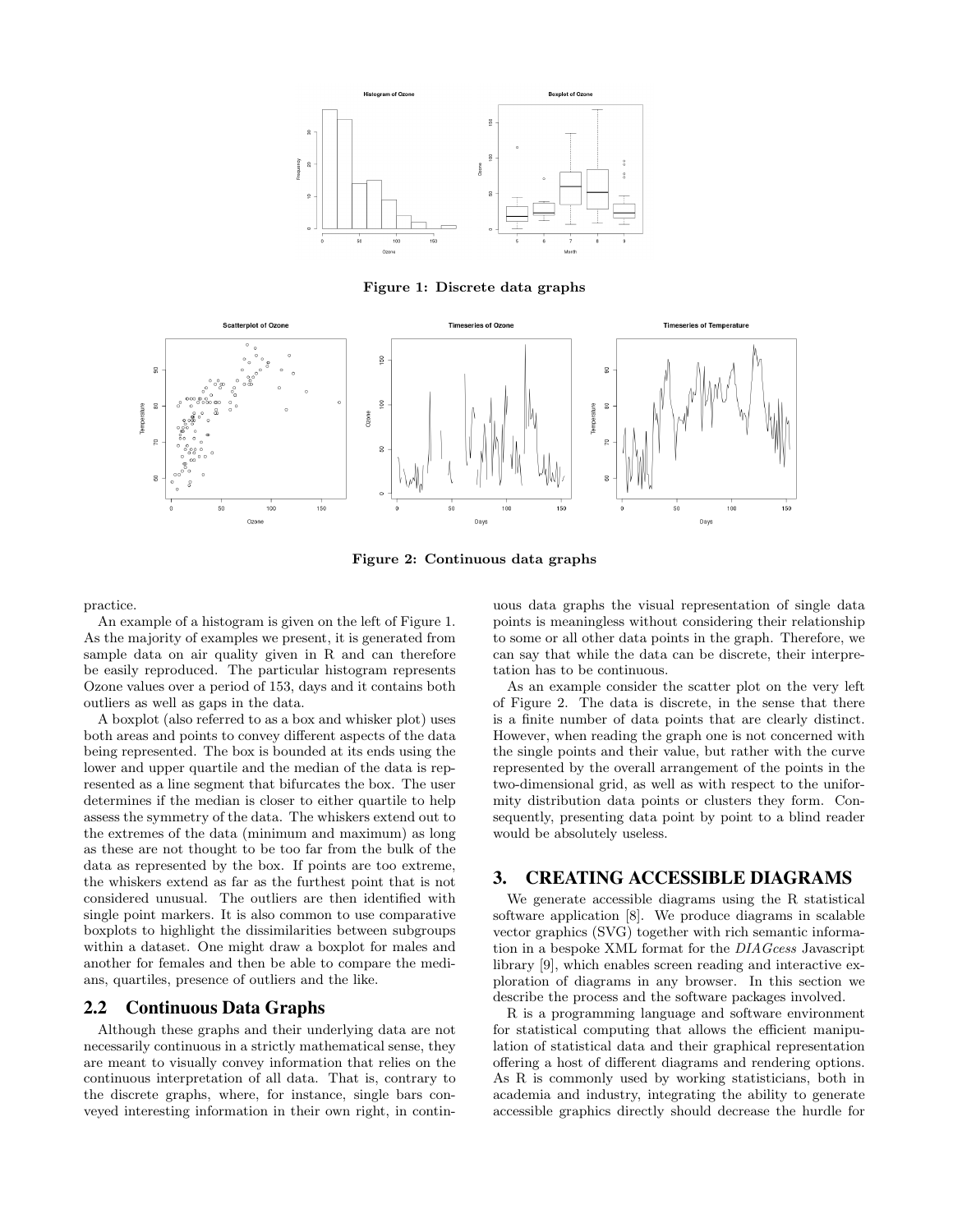Histogram of Ozone

Frequency

0 10 20 30

0 50 100 150

Ozone

Boxplot of Ozone

Ozone

0 50 100 150

5 6 7 8 9

Month

Figure 1: Discrete data graphs

Scatterplot of Ozone

Temperature

60 70 80 90

0 50 100 150

Ozone

Timeseries of Ozone

Ozone

0 50 100 150

0 50 100 150

Days

Timeseries of Temperature

Temperature

60 70 80 90

0 50 100 150

Days

Figure 2: Continuous data graphs

practice.

An example of a histogram is given on the left of Figure 1. As the majority of examples we present, it is generated from sample data on air quality given in R and can therefore be easily reproduced. The particular histogram represents Ozone values over a period of 153, days and it contains both outliers as well as gaps in the data.

A boxplot (also referred to as a box and whisker plot) uses both areas and points to convey different aspects of the data being represented. The box is bounded at its ends using the lower and upper quartile and the median of the data is represented as a line segment that bifurcates the box. The user determines if the median is closer to either quartile to help assess the symmetry of the data. The whiskers extend out to the extremes of the data (minimum and maximum) as long as these are not thought to be too far from the bulk of the data as represented by the box. If points are too extreme, the whiskers extend as far as the furthest point that is not considered unusual. The outliers are then identified with single point markers. It is also common to use comparative boxplots to highlight the dissimilarities between subgroups within a dataset. One might draw a boxplot for males and another for females and then be able to compare the medians, quartiles, presence of outliers and the like.

## 2.2 Continuous Data Graphs

Although these graphs and their underlying data are not necessarily continuous in a strictly mathematical sense, they are meant to visually convey information that relies on the continuous interpretation of all data. That is, contrary to the discrete graphs, where, for instance, single bars conveyed interesting information in their own right, in continuous data graphs the visual representation of single data points is meaningless without considering their relationship to some or all other data points in the graph. Therefore, we can say that while the data can be discrete, their interpretation has to be continuous.

As an example consider the scatter plot on the very left of Figure 2. The data is discrete, in the sense that there is a finite number of data points that are clearly distinct. However, when reading the graph one is not concerned with the single points and their value, but rather with the curve represented by the overall arrangement of the points in the two-dimensional grid, as well as with respect to the uniformity distribution data points or clusters they form. Consequently, presenting data point by point to a blind reader would be absolutely useless.

# 3. CREATING ACCESSIBLE DIAGRAMS

We generate accessible diagrams using the R statistical software application [8]. We produce diagrams in scalable vector graphics (SVG) together with rich semantic information in a bespoke XML format for the *DIAGcess* Javascript library [9], which enables screen reading and interactive exploration of diagrams in any browser. In this section we describe the process and the software packages involved.

R is a programming language and software environment for statistical computing that allows the efficient manipulation of statistical data and their graphical representation offering a host of different diagrams and rendering options. As R is commonly used by working statisticians, both in academia and industry, integrating the ability to generate accessible graphics directly should decrease the hurdle for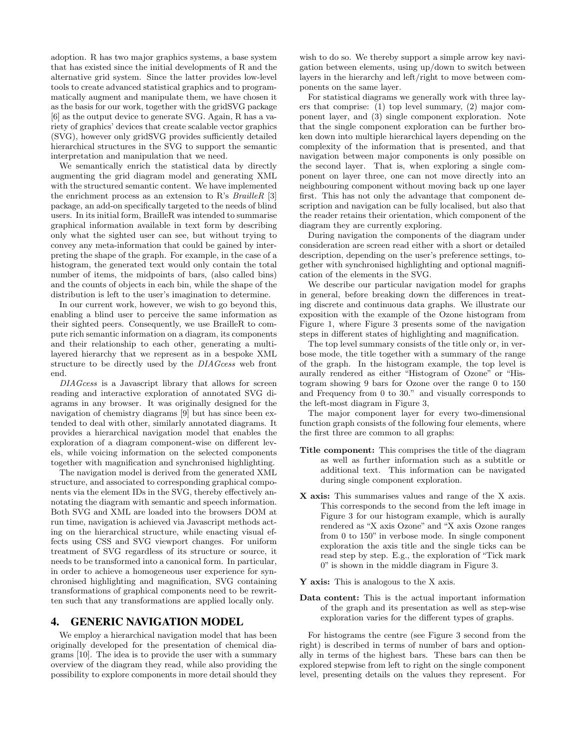adoption. R has two major graphics systems, a base system that has existed since the initial developments of R and the alternative grid system. Since the latter provides low-level tools to create advanced statistical graphics and to programmatically augment and manipulate them, we have chosen it as the basis for our work, together with the gridSVG package [6] as the output device to generate SVG. Again, R has a variety of graphics' devices that create scalable vector graphics (SVG), however only gridSVG provides sufficiently detailed hierarchical structures in the SVG to support the semantic interpretation and manipulation that we need.

We semantically enrich the statistical data by directly augmenting the grid diagram model and generating XML with the structured semantic content. We have implemented the enrichment process as an extension to R's *BrailleR* [3] package, an add-on specifically targeted to the needs of blind users. In its initial form, BrailleR was intended to summarise graphical information available in text form by describing only what the sighted user can see, but without trying to convey any meta-information that could be gained by interpreting the shape of the graph. For example, in the case of a histogram, the generated text would only contain the total number of items, the midpoints of bars, (also called bins) and the counts of objects in each bin, while the shape of the distribution is left to the user's imagination to determine.

In our current work, however, we wish to go beyond this, enabling a blind user to perceive the same information as their sighted peers. Consequently, we use BrailleR to compute rich semantic information on a diagram, its components and their relationship to each other, generating a multi-layered hierarchy that we represent as in a bespoke XML structure to be directly used by the *DIAGcess* web front end.

*DIAGcess* is a Javascript library that allows for screen reading and interactive exploration of annotated SVG diagrams in any browser. It was originally designed for the navigation of chemistry diagrams [9] but has since been extended to deal with other, similarly annotated diagrams. It provides a hierarchical navigation model that enables the exploration of a diagram component-wise on different levels, while voicing information on the selected components together with magnification and synchronised highlighting.

The navigation model is derived from the generated XML structure, and associated to corresponding graphical components via the element IDs in the SVG, thereby effectively annotating the diagram with semantic and speech information. Both SVG and XML are loaded into the browsers DOM at run time, navigation is achieved via Javascript methods acting on the hierarchical structure, while enacting visual effects using CSS and SVG viewport changes. For uniform treatment of SVG regardless of its structure or source, it needs to be transformed into a canonical form. In particular, in order to achieve a homogeneous user experience for synchronised highlighting and magnification, SVG containing transformations of graphical components need to be rewritten such that any transformations are applied locally only.

## 4. GENERIC NAVIGATION MODEL

We employ a hierarchical navigation model that has been originally developed for the presentation of chemical diagrams [10]. The idea is to provide the user with a summary overview of the diagram they read, while also providing the possibility to explore components in more detail should they wish to do so. We thereby support a simple arrow key navigation between elements, using up/down to switch between layers in the hierarchy and left/right to move between components on the same layer.

For statistical diagrams we generally work with three layers that comprise: (1) top level summary, (2) major component layer, and (3) single component exploration. Note that the single component exploration can be further broken down into multiple hierarchical layers depending on the complexity of the information that is presented, and that navigation between major components is only possible on the second layer. That is, when exploring a single component on layer three, one can not move directly into an neighbouring component without moving back up one layer first. This has not only the advantage that component description and navigation can be fully localised, but also that the reader retains their orientation, which component of the diagram they are currently exploring.

During navigation the components of the diagram under consideration are screen read either with a short or detailed description, depending on the user's preference settings, together with synchronised highlighting and optional magnification of the elements in the SVG.

We describe our particular navigation model for graphs in general, before breaking down the differences in treating discrete and continuous data graphs. We illustrate our exposition with the example of the Ozone histogram from Figure 1, where Figure 3 presents some of the navigation steps in different states of highlighting and magnification.

The top level summary consists of the title only or, in verbose mode, the title together with a summary of the range of the graph. In the histogram example, the top level is aurally rendered as either "Histogram of Ozone" or "Histogram showing 9 bars for Ozone over the range 0 to 150 and Frequency from 0 to 30." and visually corresponds to the left-most diagram in Figure 3,

The major component layer for every two-dimensional function graph consists of the following four elements, where the first three are common to all graphs:

- **Title component:** This comprises the title of the diagram as well as further information such as a subtitle or additional text. This information can be navigated during single component exploration.
- **X axis:** This summarises values and range of the X axis. This corresponds to the second from the left image in Figure 3 for our histogram example, which is aurally rendered as "X axis Ozone" and "X axis Ozone ranges from 0 to 150" in verbose mode. In single component exploration the axis title and the single ticks can be read step by step. E.g., the exploration of "Tick mark 0" is shown in the middle diagram in Figure 3.
- **Y axis:** This is analogous to the X axis.
- **Data content:** This is the actual important information of the graph and its presentation as well as step-wise exploration varies for the different types of graphs.

For histograms the centre (see Figure 3 second from the right) is described in terms of number of bars and optionally in terms of the highest bars. These bars can then be explored stepwise from left to right on the single component level, presenting details on the values they represent. For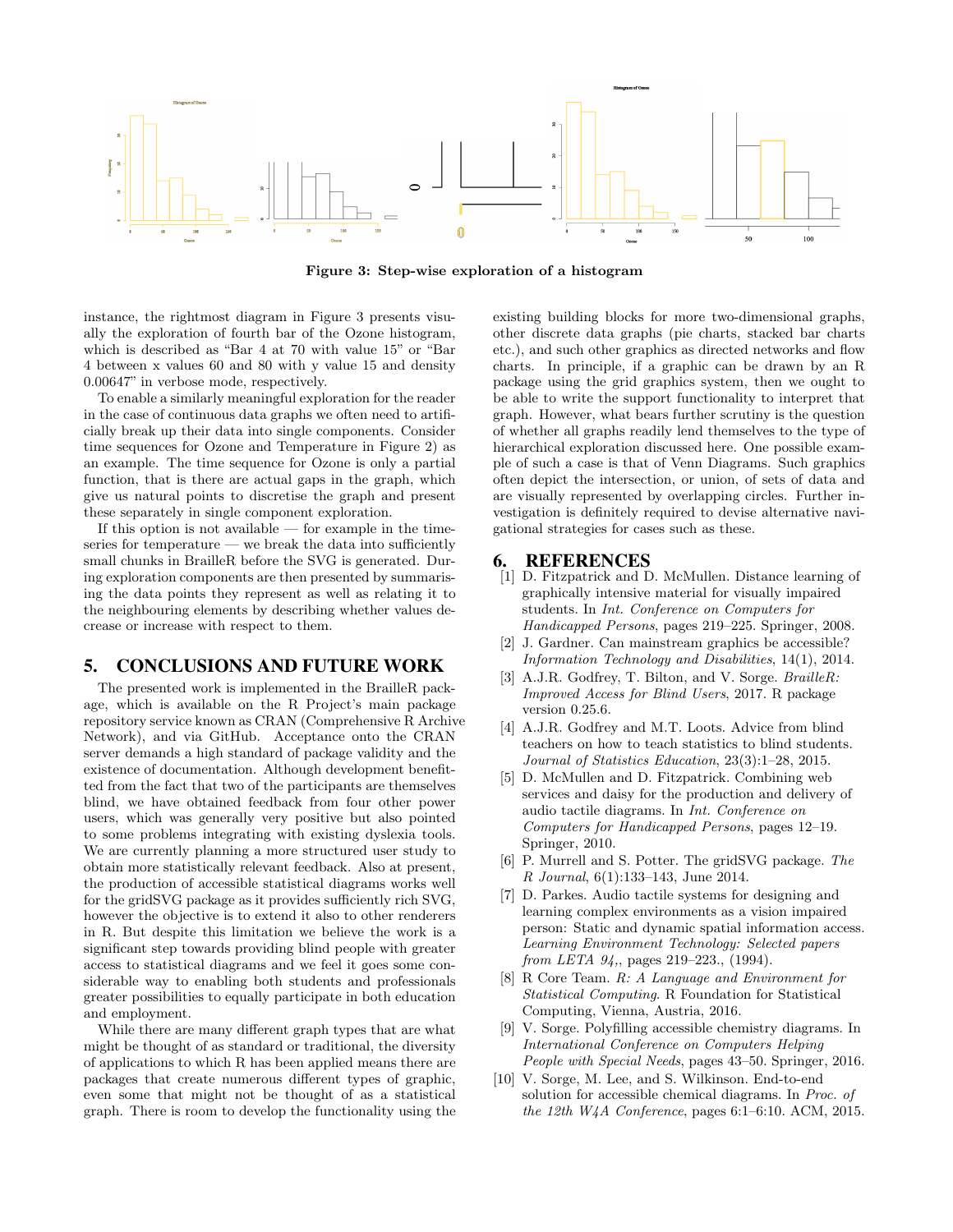Histogram of Ozone

Frequency

Ozone

0

50

100

150

0

0

Histogram of Ozone

Ozone

50

100

**Figure 3: Step-wise exploration of a histogram**

instance, the rightmost diagram in Figure 3 presents visually the exploration of fourth bar of the Ozone histogram, which is described as "Bar 4 at 70 with value 15" or "Bar 4 between x values 60 and 80 with y value 15 and density 0.00647" in verbose mode, respectively.

To enable a similarly meaningful exploration for the reader in the case of continuous data graphs we often need to artificially break up their data into single components. Consider time sequences for Ozone and Temperature in Figure 2) as an example. The time sequence for Ozone is only a partial function, that is there are actual gaps in the graph, which give us natural points to discretise the graph and present these separately in single component exploration.

If this option is not available — for example in the time-series for temperature — we break the data into sufficiently small chunks in BrailleR before the SVG is generated. During exploration components are then presented by summarising the data points they represent as well as relating it to the neighbouring elements by describing whether values decrease or increase with respect to them.

## 5. CONCLUSIONS AND FUTURE WORK

The presented work is implemented in the BrailleR package, which is available on the R Project's main package repository service known as CRAN (Comprehensive R Archive Network), and via GitHub. Acceptance onto the CRAN server demands a high standard of package validity and the existence of documentation. Although development benefitted from the fact that two of the participants are themselves blind, we have obtained feedback from four other power users, which was generally very positive but also pointed to some problems integrating with existing dyslexia tools. We are currently planning a more structured user study to obtain more statistically relevant feedback. Also at present, the production of accessible statistical diagrams works well for the gridSVG package as it provides sufficiently rich SVG, however the objective is to extend it also to other renderers in R. But despite this limitation we believe the work is a significant step towards providing blind people with greater access to statistical diagrams and we feel it goes some considerable way to enabling both students and professionals greater possibilities to equally participate in both education and employment.

While there are many different graph types that are what might be thought of as standard or traditional, the diversity of applications to which R has been applied means there are packages that create numerous different types of graphic, even some that might not be thought of as a statistical graph. There is room to develop the functionality using the existing building blocks for more two-dimensional graphs, other discrete data graphs (pie charts, stacked bar charts etc.), and such other graphics as directed networks and flow charts. In principle, if a graphic can be drawn by an R package using the grid graphics system, then we ought to be able to write the support functionality to interpret that graph. However, what bears further scrutiny is the question of whether all graphs readily lend themselves to the type of hierarchical exploration discussed here. One possible example of such a case is that of Venn Diagrams. Such graphics often depict the intersection, or union, of sets of data and are visually represented by overlapping circles. Further investigation is definitely required to devise alternative navigational strategies for cases such as these.

## 6. REFERENCES

[1] D. Fitzpatrick and D. McMullen. Distance learning of graphically intensive material for visually impaired students. In *Int. Conference on Computers for Handicapped Persons*, pages 219–225. Springer, 2008.

[2] J. Gardner. Can mainstream graphics be accessible? *Information Technology and Disabilities*, 14(1), 2014.

[3] A.J.R. Godfrey, T. Bilton, and V. Sorge. *BrailleR: Improved Access for Blind Users*, 2017. R package version 0.25.6.

[4] A.J.R. Godfrey and M.T. Loots. Advice from blind teachers on how to teach statistics to blind students. *Journal of Statistics Education*, 23(3):1–28, 2015.

[5] D. McMullen and D. Fitzpatrick. Combining web services and daisy for the production and delivery of audio tactile diagrams. In *Int. Conference on Computers for Handicapped Persons*, pages 12–19. Springer, 2010.

[6] P. Murrell and S. Potter. The gridSVG package. *The R Journal*, 6(1):133–143, June 2014.

[7] D. Parkes. Audio tactile systems for designing and learning complex environments as a vision impaired person: Static and dynamic spatial information access. *Learning Environment Technology: Selected papers from LETA 94,*, pages 219–223., (1994).

[8] R Core Team. *R: A Language and Environment for Statistical Computing*. R Foundation for Statistical Computing, Vienna, Austria, 2016.

[9] V. Sorge. Polyfilling accessible chemistry diagrams. In *International Conference on Computers Helping People with Special Needs*, pages 43–50. Springer, 2016.

[10] V. Sorge, M. Lee, and S. Wilkinson. End-to-end solution for accessible chemical diagrams. In *Proc. of the 12th W4A Conference*, pages 6:1–6:10. ACM, 2015.